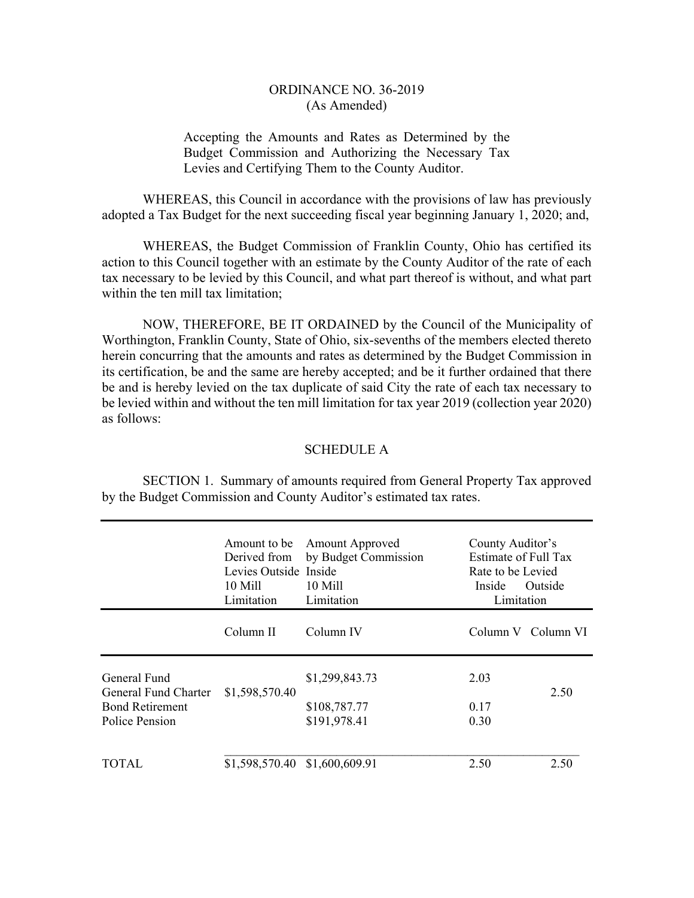ORDINANCE NO. 36-2019
(As Amended)

Accepting the Amounts and Rates as Determined by the Budget Commission and Authorizing the Necessary Tax Levies and Certifying Them to the County Auditor.

WHEREAS, this Council in accordance with the provisions of law has previously adopted a Tax Budget for the next succeeding fiscal year beginning January 1, 2020; and,

WHEREAS, the Budget Commission of Franklin County, Ohio has certified its action to this Council together with an estimate by the County Auditor of the rate of each tax necessary to be levied by this Council, and what part thereof is without, and what part within the ten mill tax limitation;

NOW, THEREFORE, BE IT ORDAINED by the Council of the Municipality of Worthington, Franklin County, State of Ohio, six-sevenths of the members elected thereto herein concurring that the amounts and rates as determined by the Budget Commission in its certification, be and the same are hereby accepted; and be it further ordained that there be and is hereby levied on the tax duplicate of said City the rate of each tax necessary to be levied within and without the ten mill limitation for tax year 2019 (collection year 2020) as follows:

SCHEDULE A

SECTION 1. Summary of amounts required from General Property Tax approved by the Budget Commission and County Auditor's estimated tax rates.

| | Amount to be Derived from Levies Outside 10 Mill Limitation | Amount Approved by Budget Commission Inside 10 Mill Limitation | County Auditor's Estimate of Full Tax Rate to be Levied Inside Limitation | County Auditor's Estimate of Full Tax Rate to be Levied Outside Limitation |
|---|---|---|---|---|
| | Column II | Column IV | Column V | Column VI |
| General Fund | | $1,299,843.73 | 2.03 | |
| General Fund Charter | $1,598,570.40 | | | 2.50 |
| Bond Retirement | | $108,787.77 | 0.17 | |
| Police Pension | | $191,978.41 | 0.30 | |
| TOTAL | $1,598,570.40 | $1,600,609.91 | 2.50 | 2.50 |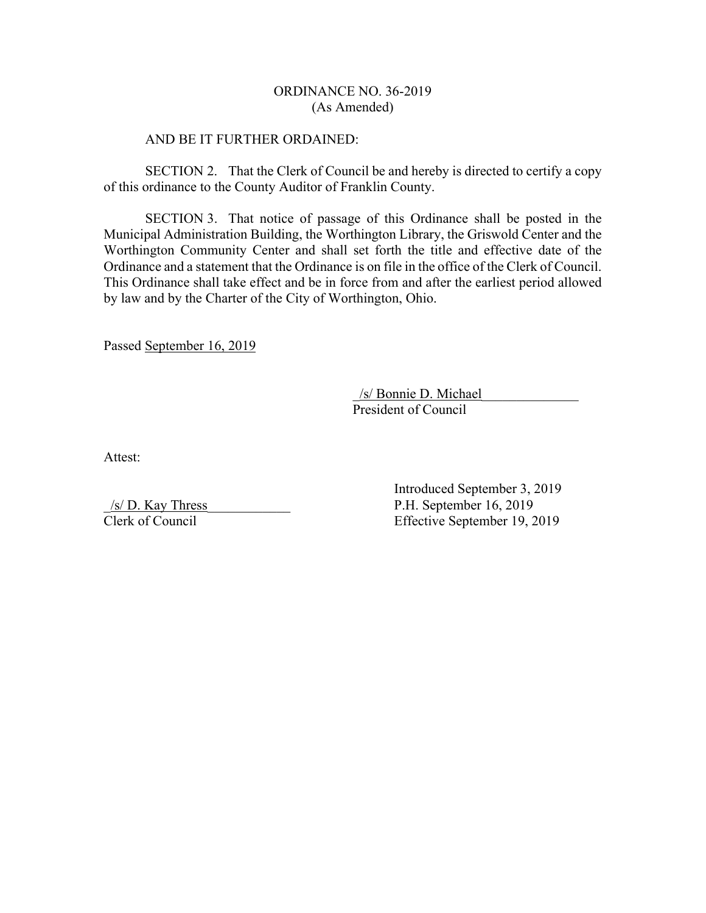ORDINANCE NO. 36-2019
(As Amended)

AND BE IT FURTHER ORDAINED:

SECTION 2. That the Clerk of Council be and hereby is directed to certify a copy of this ordinance to the County Auditor of Franklin County.

SECTION 3. That notice of passage of this Ordinance shall be posted in the Municipal Administration Building, the Worthington Library, the Griswold Center and the Worthington Community Center and shall set forth the title and effective date of the Ordinance and a statement that the Ordinance is on file in the office of the Clerk of Council. This Ordinance shall take effect and be in force from and after the earliest period allowed by law and by the Charter of the City of Worthington, Ohio.

Passed September 16, 2019

/s/ Bonnie D. Michael
President of Council

Attest:

/s/ D. Kay Thress
Clerk of Council

Introduced September 3, 2019
P.H. September 16, 2019
Effective September 19, 2019